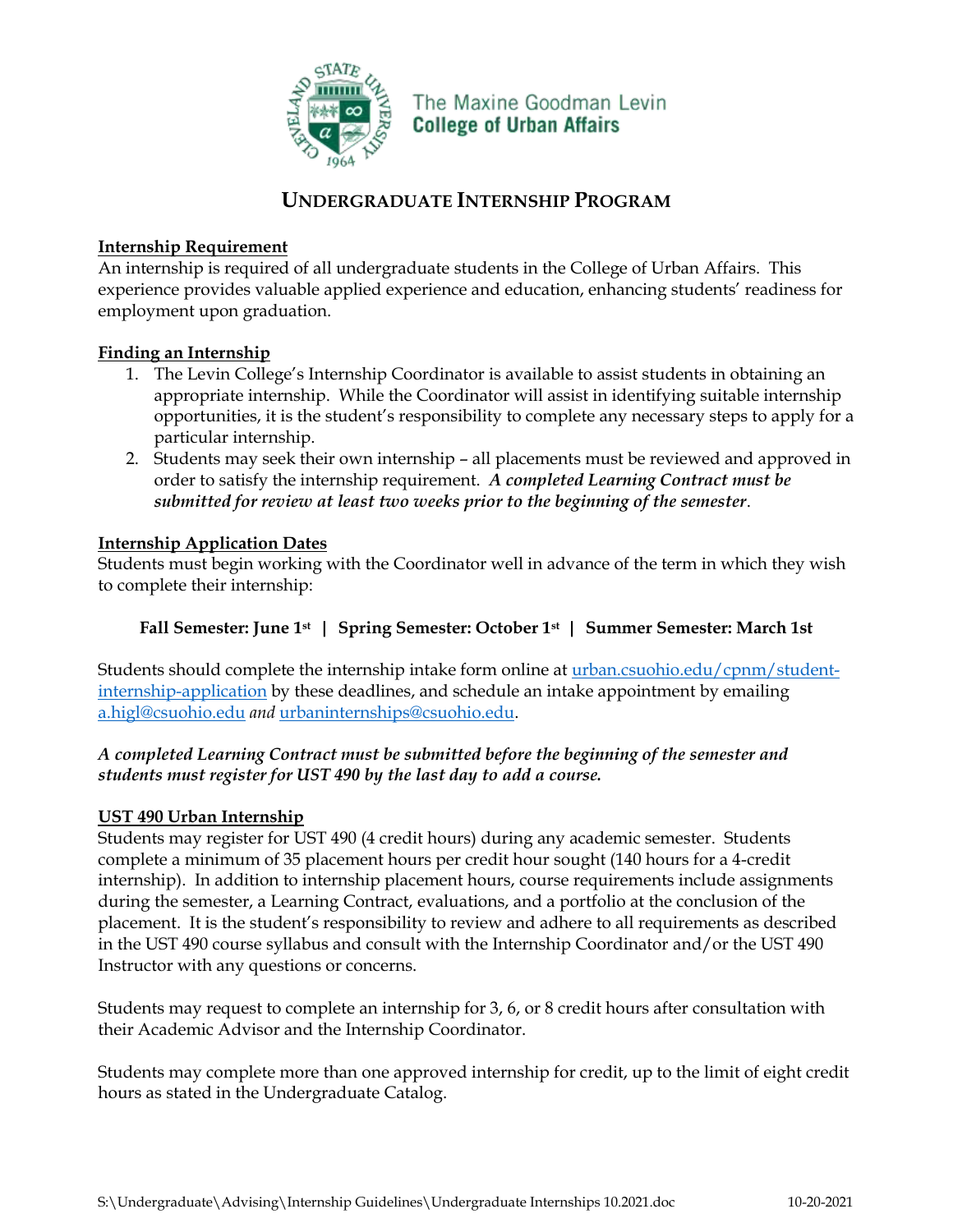The Maxine Goodman Levin
**College of Urban Affairs**

# UNDERGRADUATE INTERNSHIP PROGRAM

**Internship Requirement**

An internship is required of all undergraduate students in the College of Urban Affairs. This experience provides valuable applied experience and education, enhancing students' readiness for employment upon graduation.

**Finding an Internship**

1. The Levin College's Internship Coordinator is available to assist students in obtaining an appropriate internship. While the Coordinator will assist in identifying suitable internship opportunities, it is the student's responsibility to complete any necessary steps to apply for a particular internship.
2. Students may seek their own internship – all placements must be reviewed and approved in order to satisfy the internship requirement. ***A completed Learning Contract must be submitted for review at least two weeks prior to the beginning of the semester***.

**Internship Application Dates**

Students must begin working with the Coordinator well in advance of the term in which they wish to complete their internship:

**Fall Semester: June 1st | Spring Semester: October 1st | Summer Semester: March 1st**

Students should complete the internship intake form online at urban.csuohio.edu/cpnm/student-internship-application by these deadlines, and schedule an intake appointment by emailing a.higl@csuohio.edu *and* urbaninternships@csuohio.edu.

***A completed Learning Contract must be submitted before the beginning of the semester and students must register for UST 490 by the last day to add a course.***

**UST 490 Urban Internship**

Students may register for UST 490 (4 credit hours) during any academic semester. Students complete a minimum of 35 placement hours per credit hour sought (140 hours for a 4-credit internship). In addition to internship placement hours, course requirements include assignments during the semester, a Learning Contract, evaluations, and a portfolio at the conclusion of the placement. It is the student's responsibility to review and adhere to all requirements as described in the UST 490 course syllabus and consult with the Internship Coordinator and/or the UST 490 Instructor with any questions or concerns.

Students may request to complete an internship for 3, 6, or 8 credit hours after consultation with their Academic Advisor and the Internship Coordinator.

Students may complete more than one approved internship for credit, up to the limit of eight credit hours as stated in the Undergraduate Catalog.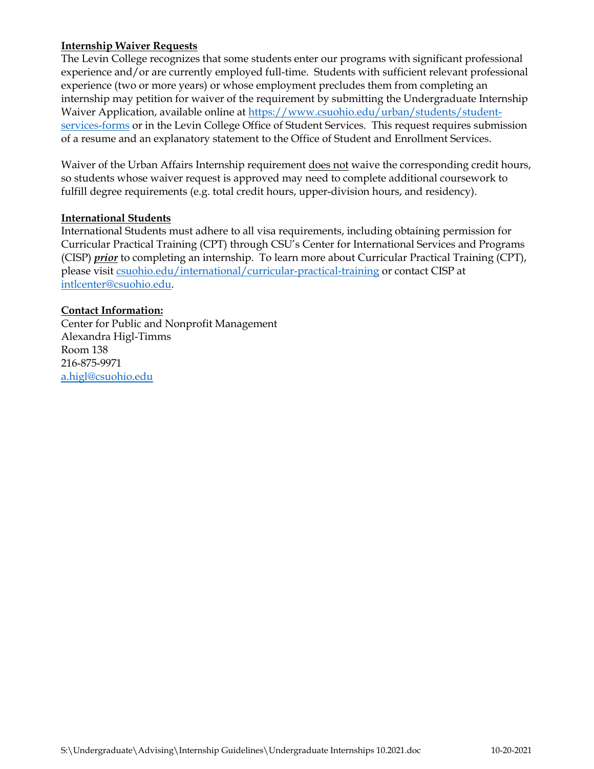**Internship Waiver Requests**

The Levin College recognizes that some students enter our programs with significant professional experience and/or are currently employed full-time. Students with sufficient relevant professional experience (two or more years) or whose employment precludes them from completing an internship may petition for waiver of the requirement by submitting the Undergraduate Internship Waiver Application, available online at [https://www.csuohio.edu/urban/students/student-services-forms](https://www.csuohio.edu/urban/students/student-services-forms) or in the Levin College Office of Student Services. This request requires submission of a resume and an explanatory statement to the Office of Student and Enrollment Services.

Waiver of the Urban Affairs Internship requirement does not waive the corresponding credit hours, so students whose waiver request is approved may need to complete additional coursework to fulfill degree requirements (e.g. total credit hours, upper-division hours, and residency).

**International Students**

International Students must adhere to all visa requirements, including obtaining permission for Curricular Practical Training (CPT) through CSU's Center for International Services and Programs (CISP) ***prior*** to completing an internship. To learn more about Curricular Practical Training (CPT), please visit [csuohio.edu/international/curricular-practical-training](csuohio.edu/international/curricular-practical-training) or contact CISP at [intlcenter@csuohio.edu](mailto:intlcenter@csuohio.edu).

**Contact Information:**

Center for Public and Nonprofit Management
Alexandra Higl-Timms
Room 138
216-875-9971
[a.higl@csuohio.edu](mailto:a.higl@csuohio.edu)

S:\Undergraduate\Advising\Internship Guidelines\Undergraduate Internships 10.2021.doc 10-20-2021